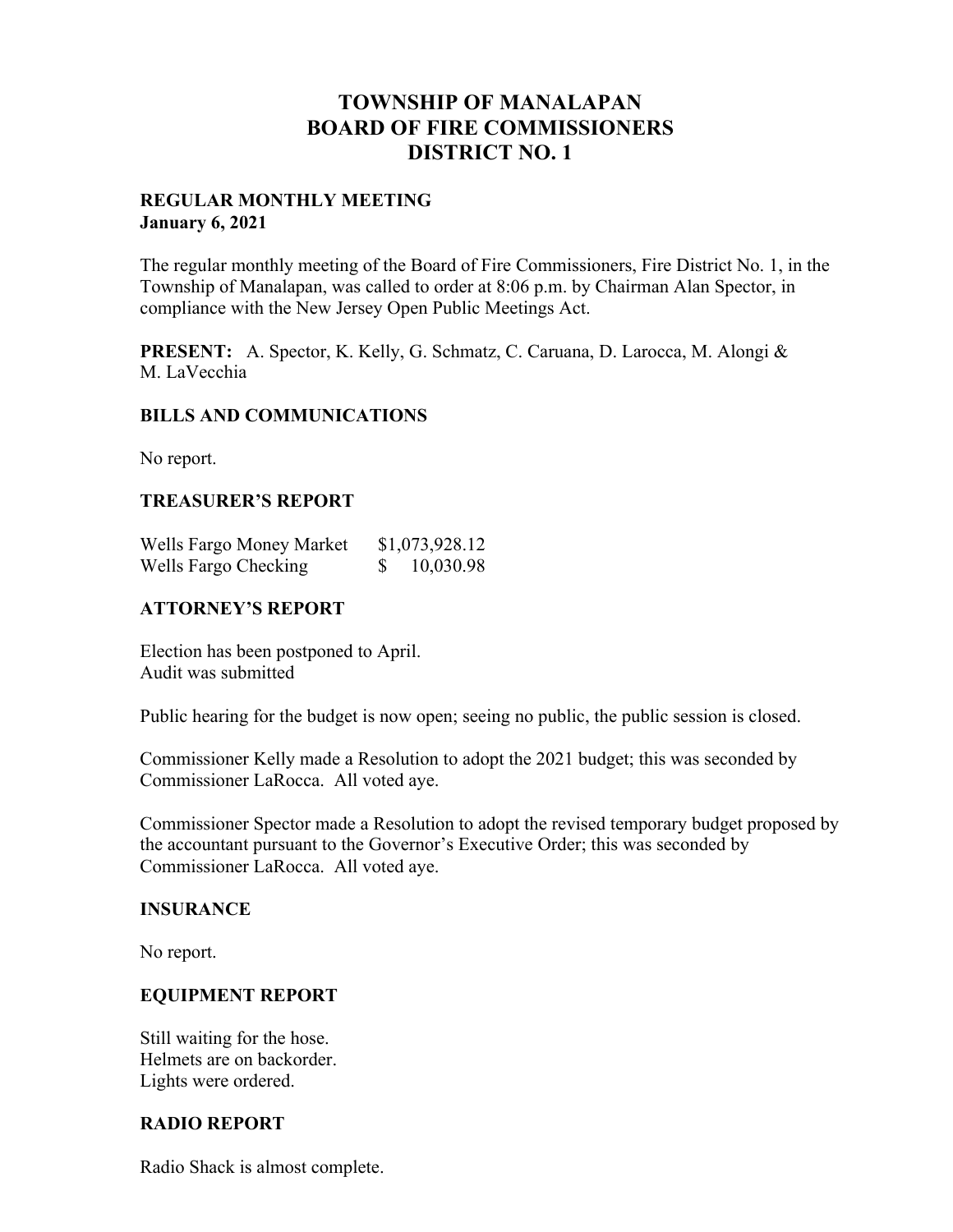# TOWNSHIP OF MANALAPAN
# BOARD OF FIRE COMMISSIONERS
# DISTRICT NO. 1

**REGULAR MONTHLY MEETING**
**January 6, 2021**

The regular monthly meeting of the Board of Fire Commissioners, Fire District No. 1, in the Township of Manalapan, was called to order at 8:06 p.m. by Chairman Alan Spector, in compliance with the New Jersey Open Public Meetings Act.

**PRESENT:** A. Spector, K. Kelly, G. Schmatz, C. Caruana, D. Larocca, M. Alongi & M. LaVecchia

## BILLS AND COMMUNICATIONS

No report.

## TREASURER'S REPORT

| | |
|---|---|
| Wells Fargo Money Market | $1,073,928.12 |
| Wells Fargo Checking | $ 10,030.98 |

## ATTORNEY'S REPORT

Election has been postponed to April.
Audit was submitted

Public hearing for the budget is now open; seeing no public, the public session is closed.

Commissioner Kelly made a Resolution to adopt the 2021 budget; this was seconded by Commissioner LaRocca. All voted aye.

Commissioner Spector made a Resolution to adopt the revised temporary budget proposed by the accountant pursuant to the Governor's Executive Order; this was seconded by Commissioner LaRocca. All voted aye.

## INSURANCE

No report.

## EQUIPMENT REPORT

Still waiting for the hose.
Helmets are on backorder.
Lights were ordered.

## RADIO REPORT

Radio Shack is almost complete.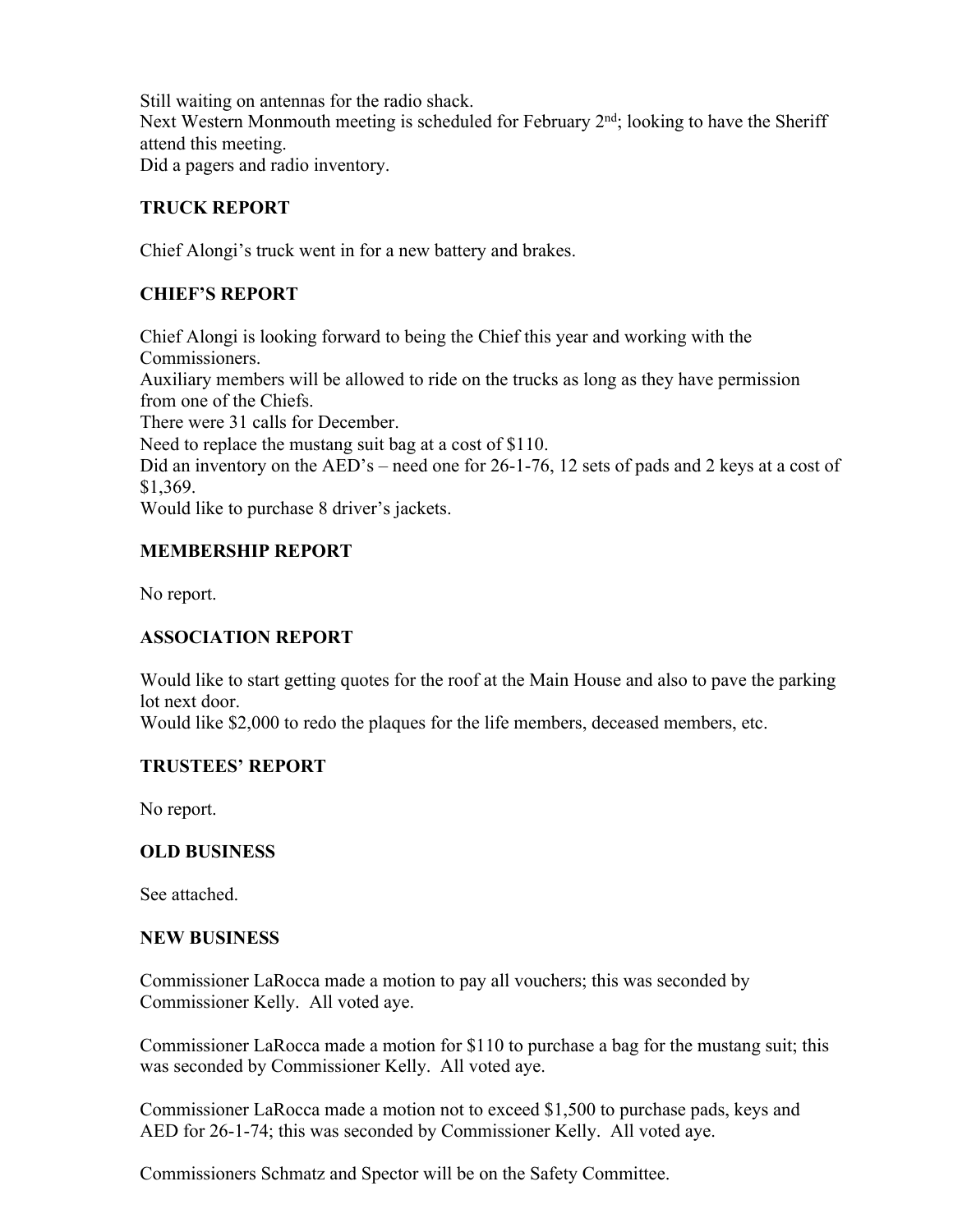Still waiting on antennas for the radio shack.
Next Western Monmouth meeting is scheduled for February 2nd; looking to have the Sheriff attend this meeting.
Did a pagers and radio inventory.

### TRUCK REPORT

Chief Alongi's truck went in for a new battery and brakes.

### CHIEF'S REPORT

Chief Alongi is looking forward to being the Chief this year and working with the Commissioners.
Auxiliary members will be allowed to ride on the trucks as long as they have permission from one of the Chiefs.
There were 31 calls for December.
Need to replace the mustang suit bag at a cost of $110.
Did an inventory on the AED's – need one for 26-1-76, 12 sets of pads and 2 keys at a cost of $1,369.
Would like to purchase 8 driver's jackets.

### MEMBERSHIP REPORT

No report.

### ASSOCIATION REPORT

Would like to start getting quotes for the roof at the Main House and also to pave the parking lot next door.
Would like $2,000 to redo the plaques for the life members, deceased members, etc.

### TRUSTEES' REPORT

No report.

### OLD BUSINESS

See attached.

### NEW BUSINESS

Commissioner LaRocca made a motion to pay all vouchers; this was seconded by Commissioner Kelly. All voted aye.

Commissioner LaRocca made a motion for $110 to purchase a bag for the mustang suit; this was seconded by Commissioner Kelly. All voted aye.

Commissioner LaRocca made a motion not to exceed $1,500 to purchase pads, keys and AED for 26-1-74; this was seconded by Commissioner Kelly. All voted aye.

Commissioners Schmatz and Spector will be on the Safety Committee.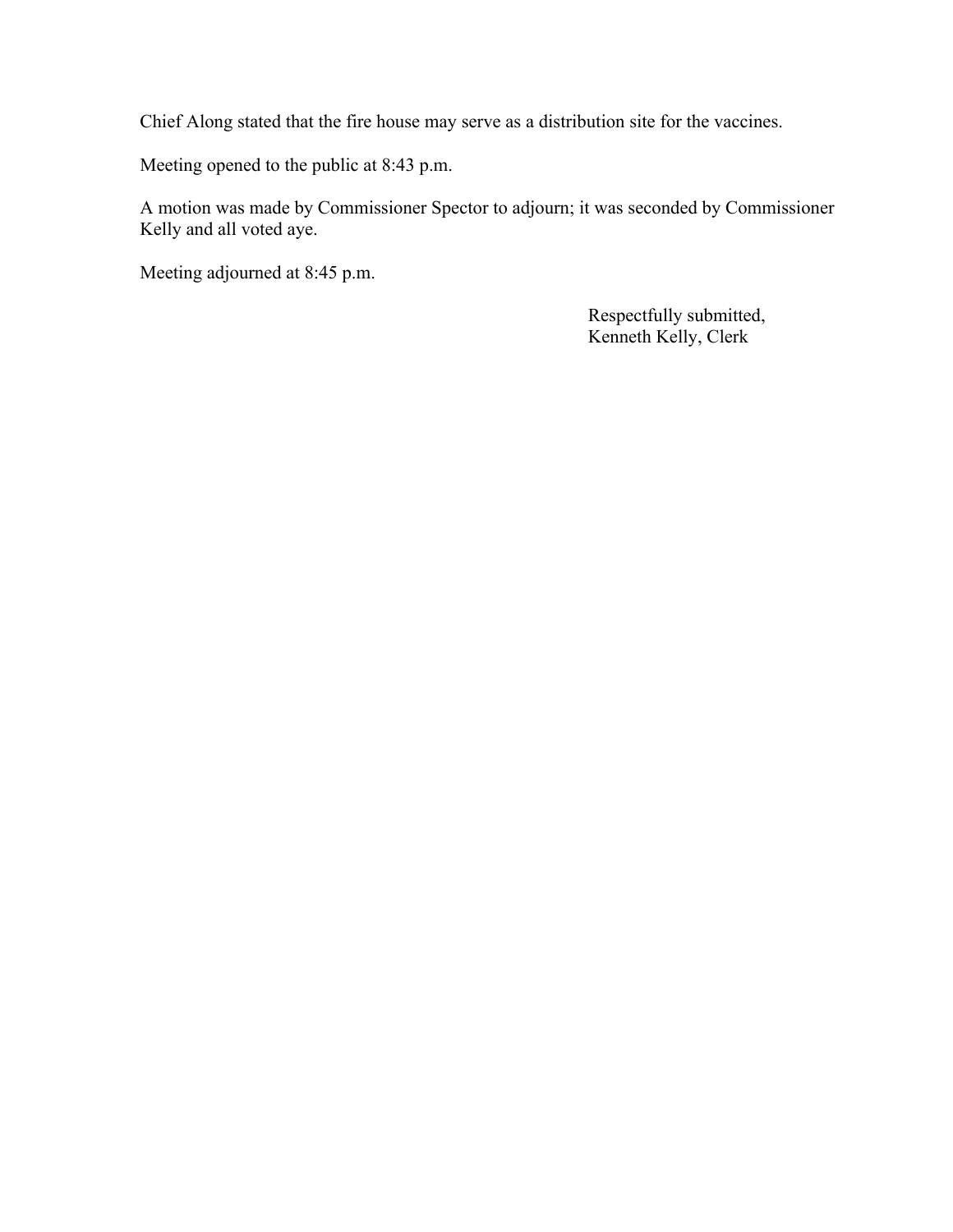Chief Along stated that the fire house may serve as a distribution site for the vaccines.

Meeting opened to the public at 8:43 p.m.

A motion was made by Commissioner Spector to adjourn; it was seconded by Commissioner Kelly and all voted aye.

Meeting adjourned at 8:45 p.m.

Respectfully submitted,  
Kenneth Kelly, Clerk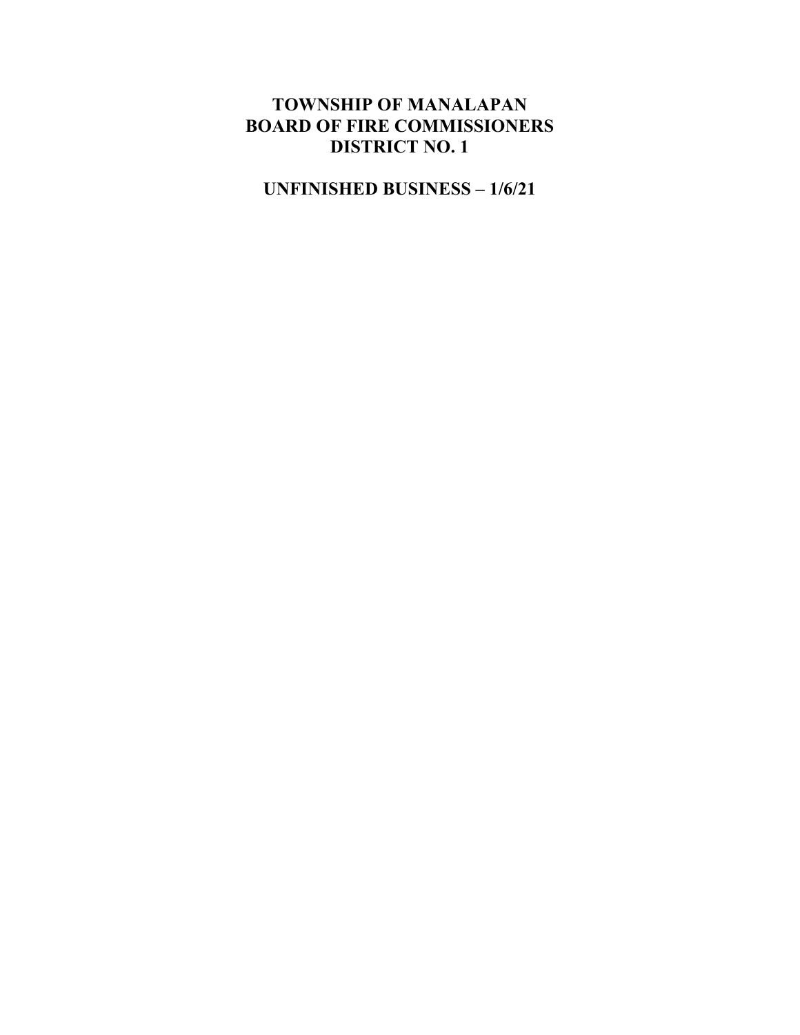# TOWNSHIP OF MANALAPAN
# BOARD OF FIRE COMMISSIONERS
# DISTRICT NO. 1

## UNFINISHED BUSINESS – 1/6/21